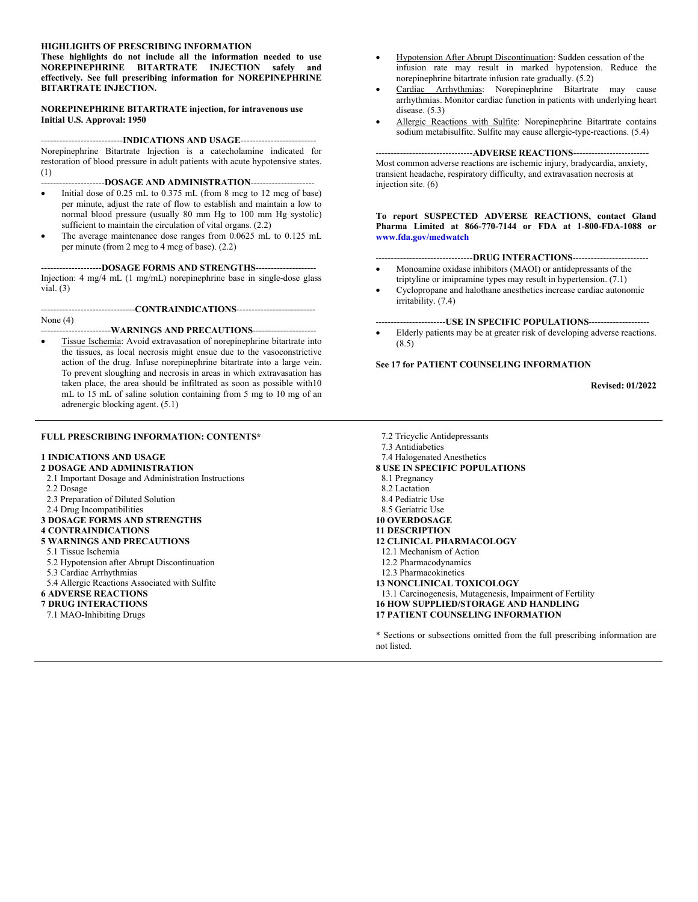**HIGHLIGHTS OF PRESCRIBING INFORMATION**

**These highlights do not include all the information needed to use NOREPINEPHRINE BITARTRATE INJECTION safely and effectively. See full prescribing information for NOREPINEPHRINE BITARTRATE INJECTION.**

**NOREPINEPHRINE BITARTRATE injection, for intravenous use**
**Initial U.S. Approval: 1950**

---------------------------**INDICATIONS AND USAGE**-------------------------

Norepinephrine Bitartrate Injection is a catecholamine indicated for restoration of blood pressure in adult patients with acute hypotensive states. (1)

---------------------**DOSAGE AND ADMINISTRATION**---------------------

- Initial dose of 0.25 mL to 0.375 mL (from 8 mcg to 12 mcg of base) per minute, adjust the rate of flow to establish and maintain a low to normal blood pressure (usually 80 mm Hg to 100 mm Hg systolic) sufficient to maintain the circulation of vital organs. (2.2)
- The average maintenance dose ranges from 0.0625 mL to 0.125 mL per minute (from 2 mcg to 4 mcg of base). (2.2)

--------------------**DOSAGE FORMS AND STRENGTHS**--------------------

Injection: 4 mg/4 mL (1 mg/mL) norepinephrine base in single-dose glass vial. (3)

-------------------------------**CONTRAINDICATIONS**--------------------------

None (4)

-----------------------**WARNINGS AND PRECAUTIONS**---------------------

- Tissue Ischemia: Avoid extravasation of norepinephrine bitartrate into the tissues, as local necrosis might ensue due to the vasoconstrictive action of the drug. Infuse norepinephrine bitartrate into a large vein. To prevent sloughing and necrosis in areas in which extravasation has taken place, the area should be infiltrated as soon as possible with10 mL to 15 mL of saline solution containing from 5 mg to 10 mg of an adrenergic blocking agent. (5.1)
- Hypotension After Abrupt Discontinuation: Sudden cessation of the infusion rate may result in marked hypotension. Reduce the norepinephrine bitartrate infusion rate gradually. (5.2)
- Cardiac Arrhythmias: Norepinephrine Bitartrate may cause arrhythmias. Monitor cardiac function in patients with underlying heart disease. (5.3)
- Allergic Reactions with Sulfite: Norepinephrine Bitartrate contains sodium metabisulfite. Sulfite may cause allergic-type-reactions. (5.4)

--------------------------------**ADVERSE REACTIONS**-------------------------

Most common adverse reactions are ischemic injury, bradycardia, anxiety, transient headache, respiratory difficulty, and extravasation necrosis at injection site. (6)

**To report SUSPECTED ADVERSE REACTIONS, contact Gland Pharma Limited at 866-770-7144 or FDA at 1-800-FDA-1088 or www.fda.gov/medwatch**

--------------------------------**DRUG INTERACTIONS**-------------------------

- Monoamine oxidase inhibitors (MAOI) or antidepressants of the triptyline or imipramine types may result in hypertension. (7.1)
- Cyclopropane and halothane anesthetics increase cardiac autonomic irritability. (7.4)

-----------------------**USE IN SPECIFIC POPULATIONS**--------------------

- Elderly patients may be at greater risk of developing adverse reactions. (8.5)

**See 17 for PATIENT COUNSELING INFORMATION**

**Revised: 01/2022**

---

**FULL PRESCRIBING INFORMATION: CONTENTS***

**1 INDICATIONS AND USAGE**
**2 DOSAGE AND ADMINISTRATION**
2.1 Important Dosage and Administration Instructions
2.2 Dosage
2.3 Preparation of Diluted Solution
2.4 Drug Incompatibilities
**3 DOSAGE FORMS AND STRENGTHS**
**4 CONTRAINDICATIONS**
**5 WARNINGS AND PRECAUTIONS**
5.1 Tissue Ischemia
5.2 Hypotension after Abrupt Discontinuation
5.3 Cardiac Arrhythmias
5.4 Allergic Reactions Associated with Sulfite
**6 ADVERSE REACTIONS**
**7 DRUG INTERACTIONS**
7.1 MAO-Inhibiting Drugs
7.2 Tricyclic Antidepressants
7.3 Antidiabetics
7.4 Halogenated Anesthetics
**8 USE IN SPECIFIC POPULATIONS**
8.1 Pregnancy
8.2 Lactation
8.4 Pediatric Use
8.5 Geriatric Use
**10 OVERDOSAGE**
**11 DESCRIPTION**
**12 CLINICAL PHARMACOLOGY**
12.1 Mechanism of Action
12.2 Pharmacodynamics
12.3 Pharmacokinetics
**13 NONCLINICAL TOXICOLOGY**
13.1 Carcinogenesis, Mutagenesis, Impairment of Fertility
**16 HOW SUPPLIED/STORAGE AND HANDLING**
**17 PATIENT COUNSELING INFORMATION**

* Sections or subsections omitted from the full prescribing information are not listed.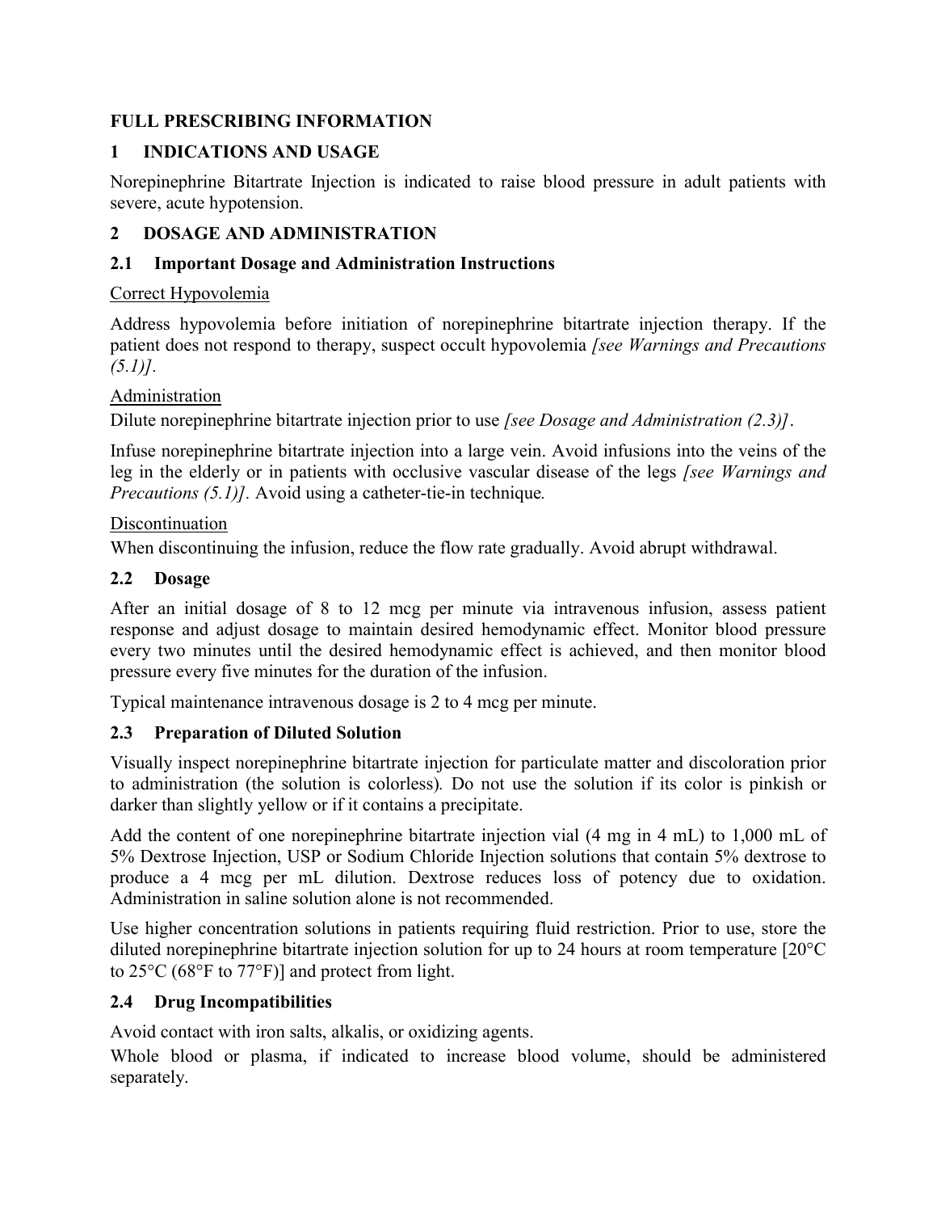# FULL PRESCRIBING INFORMATION

## 1 INDICATIONS AND USAGE

Norepinephrine Bitartrate Injection is indicated to raise blood pressure in adult patients with severe, acute hypotension.

## 2 DOSAGE AND ADMINISTRATION

### 2.1 Important Dosage and Administration Instructions

Correct Hypovolemia

Address hypovolemia before initiation of norepinephrine bitartrate injection therapy. If the patient does not respond to therapy, suspect occult hypovolemia *[see Warnings and Precautions (5.1)]*.

Administration

Dilute norepinephrine bitartrate injection prior to use *[see Dosage and Administration (2.3)]*.

Infuse norepinephrine bitartrate injection into a large vein. Avoid infusions into the veins of the leg in the elderly or in patients with occlusive vascular disease of the legs *[see Warnings and Precautions (5.1)]*. Avoid using a catheter-tie-in technique.

Discontinuation

When discontinuing the infusion, reduce the flow rate gradually. Avoid abrupt withdrawal.

### 2.2 Dosage

After an initial dosage of 8 to 12 mcg per minute via intravenous infusion, assess patient response and adjust dosage to maintain desired hemodynamic effect. Monitor blood pressure every two minutes until the desired hemodynamic effect is achieved, and then monitor blood pressure every five minutes for the duration of the infusion.

Typical maintenance intravenous dosage is 2 to 4 mcg per minute.

### 2.3 Preparation of Diluted Solution

Visually inspect norepinephrine bitartrate injection for particulate matter and discoloration prior to administration (the solution is colorless). Do not use the solution if its color is pinkish or darker than slightly yellow or if it contains a precipitate.

Add the content of one norepinephrine bitartrate injection vial (4 mg in 4 mL) to 1,000 mL of 5% Dextrose Injection, USP or Sodium Chloride Injection solutions that contain 5% dextrose to produce a 4 mcg per mL dilution. Dextrose reduces loss of potency due to oxidation. Administration in saline solution alone is not recommended.

Use higher concentration solutions in patients requiring fluid restriction. Prior to use, store the diluted norepinephrine bitartrate injection solution for up to 24 hours at room temperature [20°C to 25°C (68°F to 77°F)] and protect from light.

### 2.4 Drug Incompatibilities

Avoid contact with iron salts, alkalis, or oxidizing agents.

Whole blood or plasma, if indicated to increase blood volume, should be administered separately.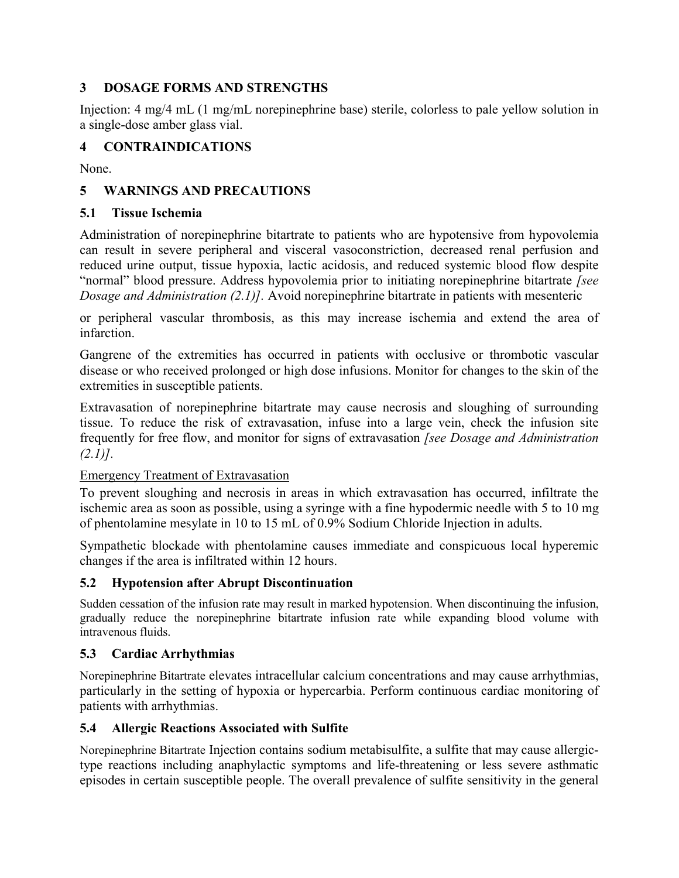## 3 DOSAGE FORMS AND STRENGTHS

Injection: 4 mg/4 mL (1 mg/mL norepinephrine base) sterile, colorless to pale yellow solution in a single-dose amber glass vial.

## 4 CONTRAINDICATIONS

None.

## 5 WARNINGS AND PRECAUTIONS

### 5.1 Tissue Ischemia

Administration of norepinephrine bitartrate to patients who are hypotensive from hypovolemia can result in severe peripheral and visceral vasoconstriction, decreased renal perfusion and reduced urine output, tissue hypoxia, lactic acidosis, and reduced systemic blood flow despite "normal" blood pressure. Address hypovolemia prior to initiating norepinephrine bitartrate *[see Dosage and Administration (2.1)]*. Avoid norepinephrine bitartrate in patients with mesenteric or peripheral vascular thrombosis, as this may increase ischemia and extend the area of infarction.

Gangrene of the extremities has occurred in patients with occlusive or thrombotic vascular disease or who received prolonged or high dose infusions. Monitor for changes to the skin of the extremities in susceptible patients.

Extravasation of norepinephrine bitartrate may cause necrosis and sloughing of surrounding tissue. To reduce the risk of extravasation, infuse into a large vein, check the infusion site frequently for free flow, and monitor for signs of extravasation *[see Dosage and Administration (2.1)]*.

Emergency Treatment of Extravasation

To prevent sloughing and necrosis in areas in which extravasation has occurred, infiltrate the ischemic area as soon as possible, using a syringe with a fine hypodermic needle with 5 to 10 mg of phentolamine mesylate in 10 to 15 mL of 0.9% Sodium Chloride Injection in adults.

Sympathetic blockade with phentolamine causes immediate and conspicuous local hyperemic changes if the area is infiltrated within 12 hours.

### 5.2 Hypotension after Abrupt Discontinuation

Sudden cessation of the infusion rate may result in marked hypotension. When discontinuing the infusion, gradually reduce the norepinephrine bitartrate infusion rate while expanding blood volume with intravenous fluids.

### 5.3 Cardiac Arrhythmias

Norepinephrine Bitartrate elevates intracellular calcium concentrations and may cause arrhythmias, particularly in the setting of hypoxia or hypercarbia. Perform continuous cardiac monitoring of patients with arrhythmias.

### 5.4 Allergic Reactions Associated with Sulfite

Norepinephrine Bitartrate Injection contains sodium metabisulfite, a sulfite that may cause allergic-type reactions including anaphylactic symptoms and life-threatening or less severe asthmatic episodes in certain susceptible people. The overall prevalence of sulfite sensitivity in the general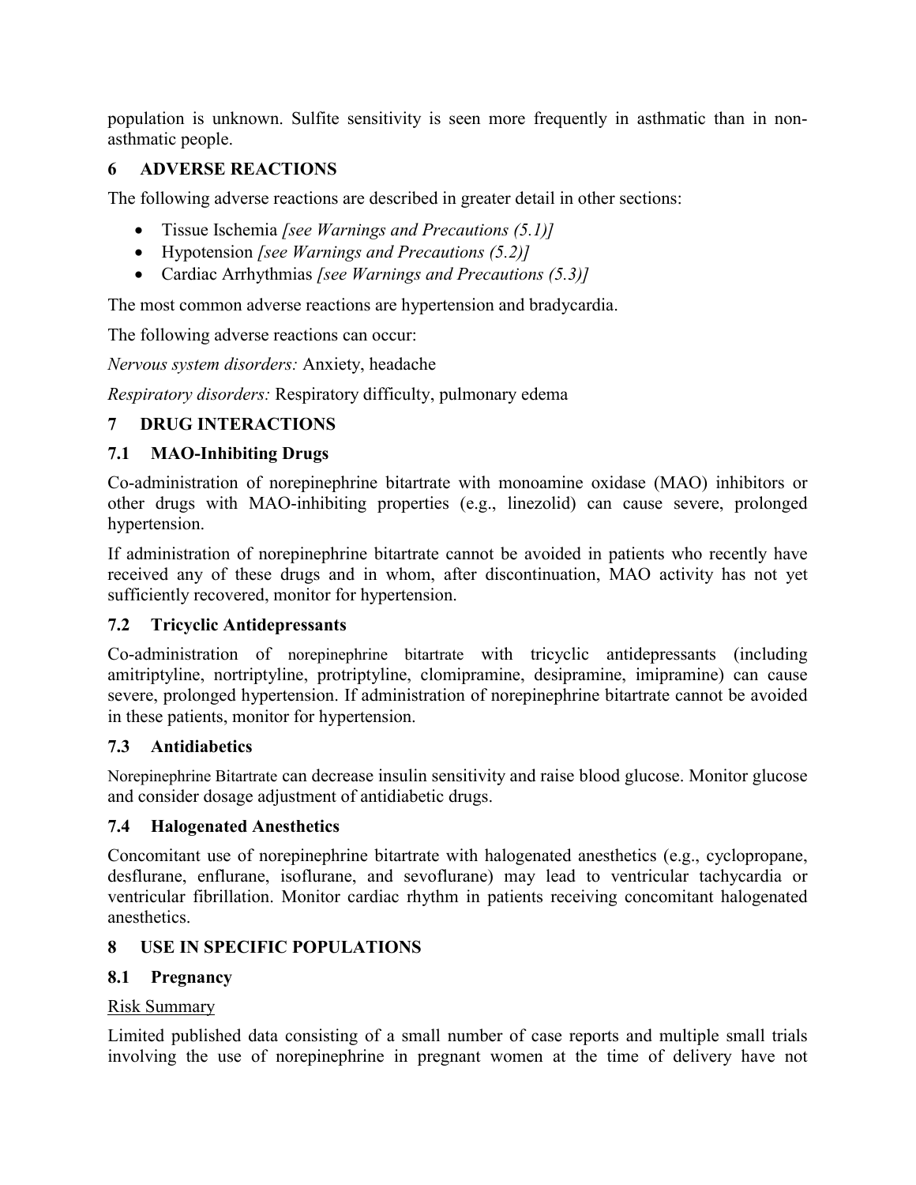population is unknown. Sulfite sensitivity is seen more frequently in asthmatic than in non-asthmatic people.

## 6 ADVERSE REACTIONS

The following adverse reactions are described in greater detail in other sections:

- Tissue Ischemia *[see Warnings and Precautions (5.1)]*
- Hypotension *[see Warnings and Precautions (5.2)]*
- Cardiac Arrhythmias *[see Warnings and Precautions (5.3)]*

The most common adverse reactions are hypertension and bradycardia.

The following adverse reactions can occur:

*Nervous system disorders:* Anxiety, headache

*Respiratory disorders:* Respiratory difficulty, pulmonary edema

## 7 DRUG INTERACTIONS

### 7.1 MAO-Inhibiting Drugs

Co-administration of norepinephrine bitartrate with monoamine oxidase (MAO) inhibitors or other drugs with MAO-inhibiting properties (e.g., linezolid) can cause severe, prolonged hypertension.

If administration of norepinephrine bitartrate cannot be avoided in patients who recently have received any of these drugs and in whom, after discontinuation, MAO activity has not yet sufficiently recovered, monitor for hypertension.

### 7.2 Tricyclic Antidepressants

Co-administration of norepinephrine bitartrate with tricyclic antidepressants (including amitriptyline, nortriptyline, protriptyline, clomipramine, desipramine, imipramine) can cause severe, prolonged hypertension. If administration of norepinephrine bitartrate cannot be avoided in these patients, monitor for hypertension.

### 7.3 Antidiabetics

Norepinephrine Bitartrate can decrease insulin sensitivity and raise blood glucose. Monitor glucose and consider dosage adjustment of antidiabetic drugs.

### 7.4 Halogenated Anesthetics

Concomitant use of norepinephrine bitartrate with halogenated anesthetics (e.g., cyclopropane, desflurane, enflurane, isoflurane, and sevoflurane) may lead to ventricular tachycardia or ventricular fibrillation. Monitor cardiac rhythm in patients receiving concomitant halogenated anesthetics.

## 8 USE IN SPECIFIC POPULATIONS

### 8.1 Pregnancy

<u>Risk Summary</u>

Limited published data consisting of a small number of case reports and multiple small trials involving the use of norepinephrine in pregnant women at the time of delivery have not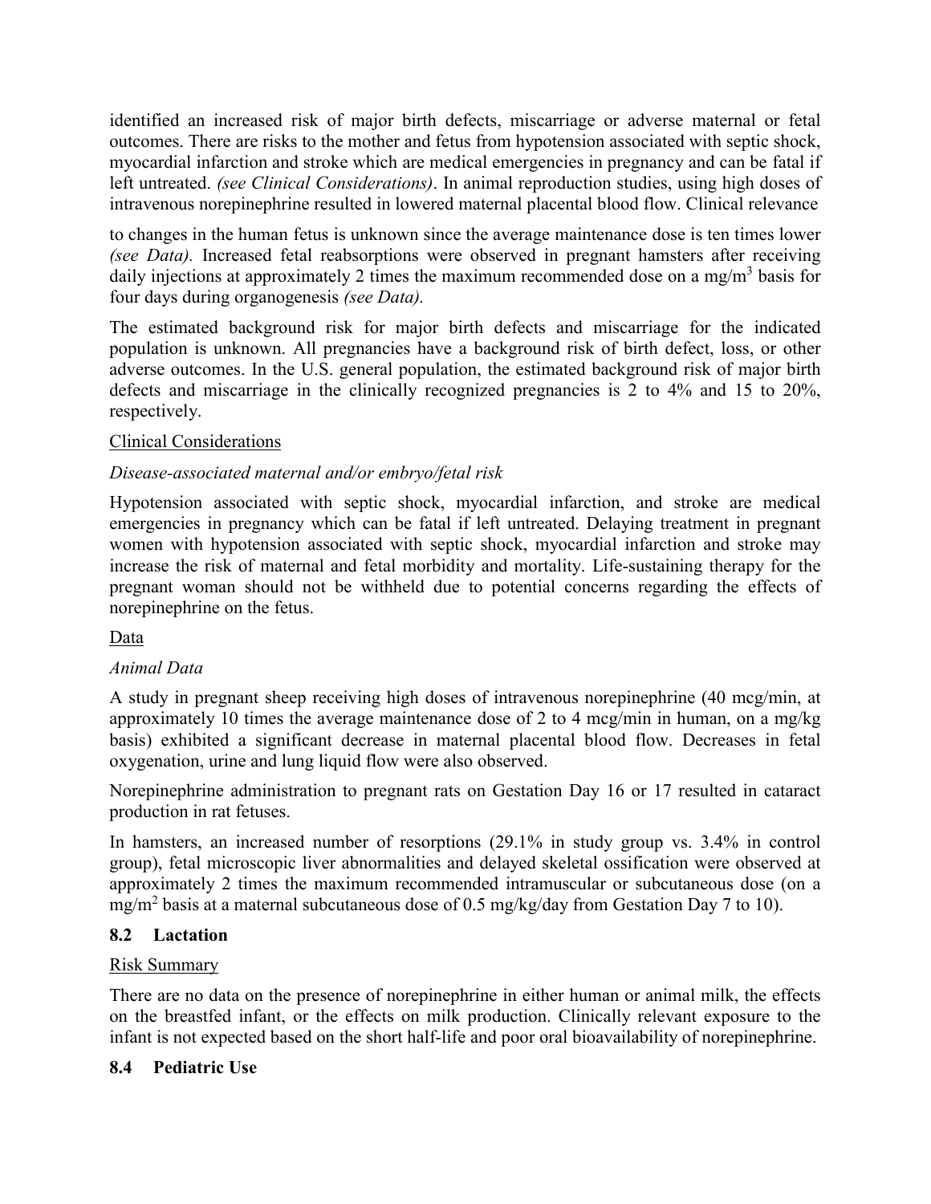identified an increased risk of major birth defects, miscarriage or adverse maternal or fetal outcomes. There are risks to the mother and fetus from hypotension associated with septic shock, myocardial infarction and stroke which are medical emergencies in pregnancy and can be fatal if left untreated. *(see Clinical Considerations)*. In animal reproduction studies, using high doses of intravenous norepinephrine resulted in lowered maternal placental blood flow. Clinical relevance

to changes in the human fetus is unknown since the average maintenance dose is ten times lower *(see Data).* Increased fetal reabsorptions were observed in pregnant hamsters after receiving daily injections at approximately 2 times the maximum recommended dose on a $mg/m^3$ basis for four days during organogenesis *(see Data).*

The estimated background risk for major birth defects and miscarriage for the indicated population is unknown. All pregnancies have a background risk of birth defect, loss, or other adverse outcomes. In the U.S. general population, the estimated background risk of major birth defects and miscarriage in the clinically recognized pregnancies is 2 to 4% and 15 to 20%, respectively.

Clinical Considerations

*Disease-associated maternal and/or embryo/fetal risk*

Hypotension associated with septic shock, myocardial infarction, and stroke are medical emergencies in pregnancy which can be fatal if left untreated. Delaying treatment in pregnant women with hypotension associated with septic shock, myocardial infarction and stroke may increase the risk of maternal and fetal morbidity and mortality. Life-sustaining therapy for the pregnant woman should not be withheld due to potential concerns regarding the effects of norepinephrine on the fetus.

Data

*Animal Data*

A study in pregnant sheep receiving high doses of intravenous norepinephrine (40 mcg/min, at approximately 10 times the average maintenance dose of 2 to 4 mcg/min in human, on a mg/kg basis) exhibited a significant decrease in maternal placental blood flow. Decreases in fetal oxygenation, urine and lung liquid flow were also observed.

Norepinephrine administration to pregnant rats on Gestation Day 16 or 17 resulted in cataract production in rat fetuses.

In hamsters, an increased number of resorptions (29.1% in study group vs. 3.4% in control group), fetal microscopic liver abnormalities and delayed skeletal ossification were observed at approximately 2 times the maximum recommended intramuscular or subcutaneous dose (on a $mg/m^2$ basis at a maternal subcutaneous dose of 0.5 mg/kg/day from Gestation Day 7 to 10).

### 8.2 Lactation

Risk Summary

There are no data on the presence of norepinephrine in either human or animal milk, the effects on the breastfed infant, or the effects on milk production. Clinically relevant exposure to the infant is not expected based on the short half-life and poor oral bioavailability of norepinephrine.

### 8.4 Pediatric Use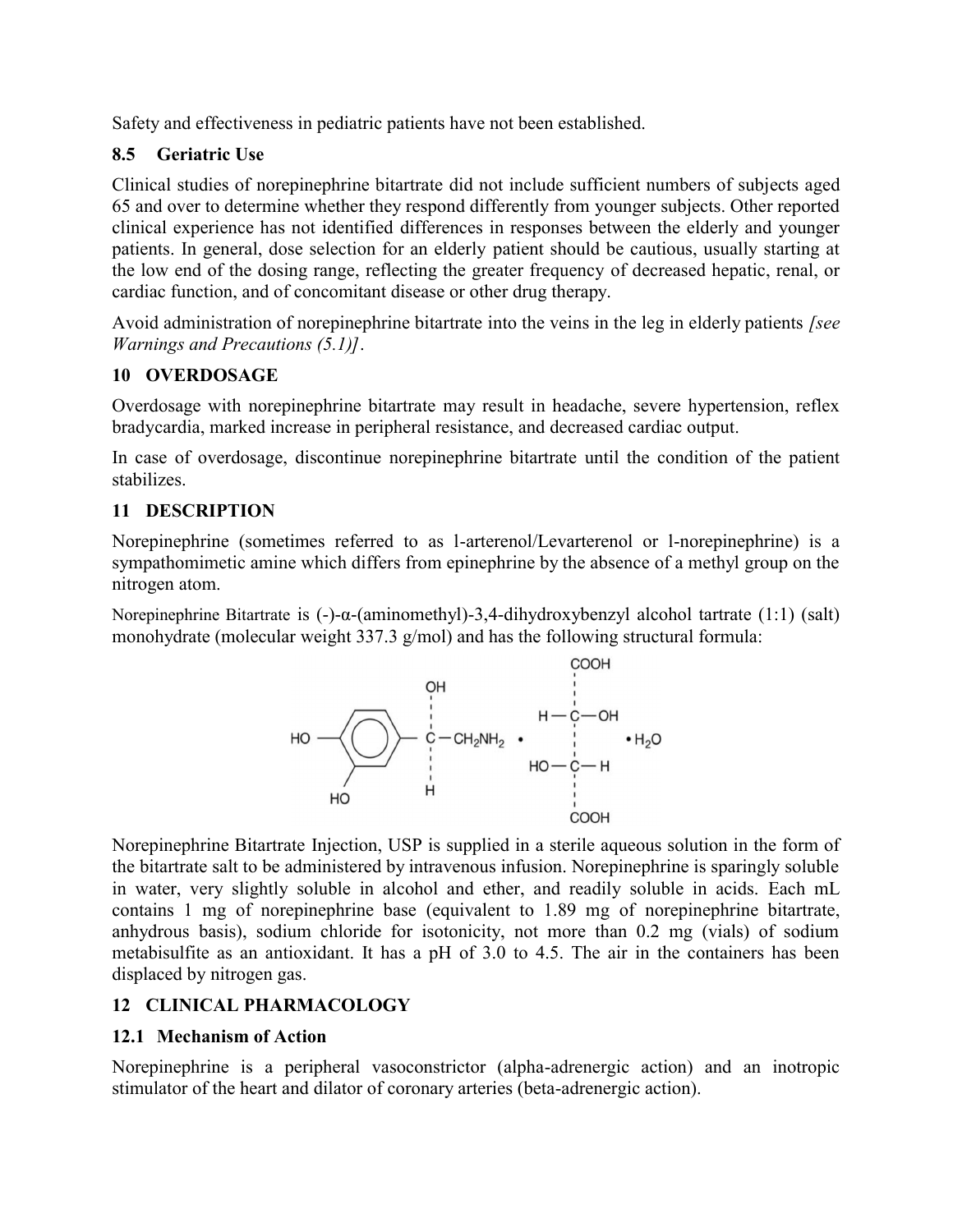Safety and effectiveness in pediatric patients have not been established.

### 8.5 Geriatric Use

Clinical studies of norepinephrine bitartrate did not include sufficient numbers of subjects aged 65 and over to determine whether they respond differently from younger subjects. Other reported clinical experience has not identified differences in responses between the elderly and younger patients. In general, dose selection for an elderly patient should be cautious, usually starting at the low end of the dosing range, reflecting the greater frequency of decreased hepatic, renal, or cardiac function, and of concomitant disease or other drug therapy.

Avoid administration of norepinephrine bitartrate into the veins in the leg in elderly patients *[see Warnings and Precautions (5.1)]*.

## 10 OVERDOSAGE

Overdosage with norepinephrine bitartrate may result in headache, severe hypertension, reflex bradycardia, marked increase in peripheral resistance, and decreased cardiac output.

In case of overdosage, discontinue norepinephrine bitartrate until the condition of the patient stabilizes.

## 11 DESCRIPTION

Norepinephrine (sometimes referred to as l-arterenol/Levarterenol or l-norepinephrine) is a sympathomimetic amine which differs from epinephrine by the absence of a methyl group on the nitrogen atom.

Norepinephrine Bitartrate is (-)-α-(aminomethyl)-3,4-dihydroxybenzyl alcohol tartrate (1:1) (salt) monohydrate (molecular weight 337.3 g/mol) and has the following structural formula:

Norepinephrine Bitartrate Injection, USP is supplied in a sterile aqueous solution in the form of the bitartrate salt to be administered by intravenous infusion. Norepinephrine is sparingly soluble in water, very slightly soluble in alcohol and ether, and readily soluble in acids. Each mL contains 1 mg of norepinephrine base (equivalent to 1.89 mg of norepinephrine bitartrate, anhydrous basis), sodium chloride for isotonicity, not more than 0.2 mg (vials) of sodium metabisulfite as an antioxidant. It has a pH of 3.0 to 4.5. The air in the containers has been displaced by nitrogen gas.

## 12 CLINICAL PHARMACOLOGY

### 12.1 Mechanism of Action

Norepinephrine is a peripheral vasoconstrictor (alpha-adrenergic action) and an inotropic stimulator of the heart and dilator of coronary arteries (beta-adrenergic action).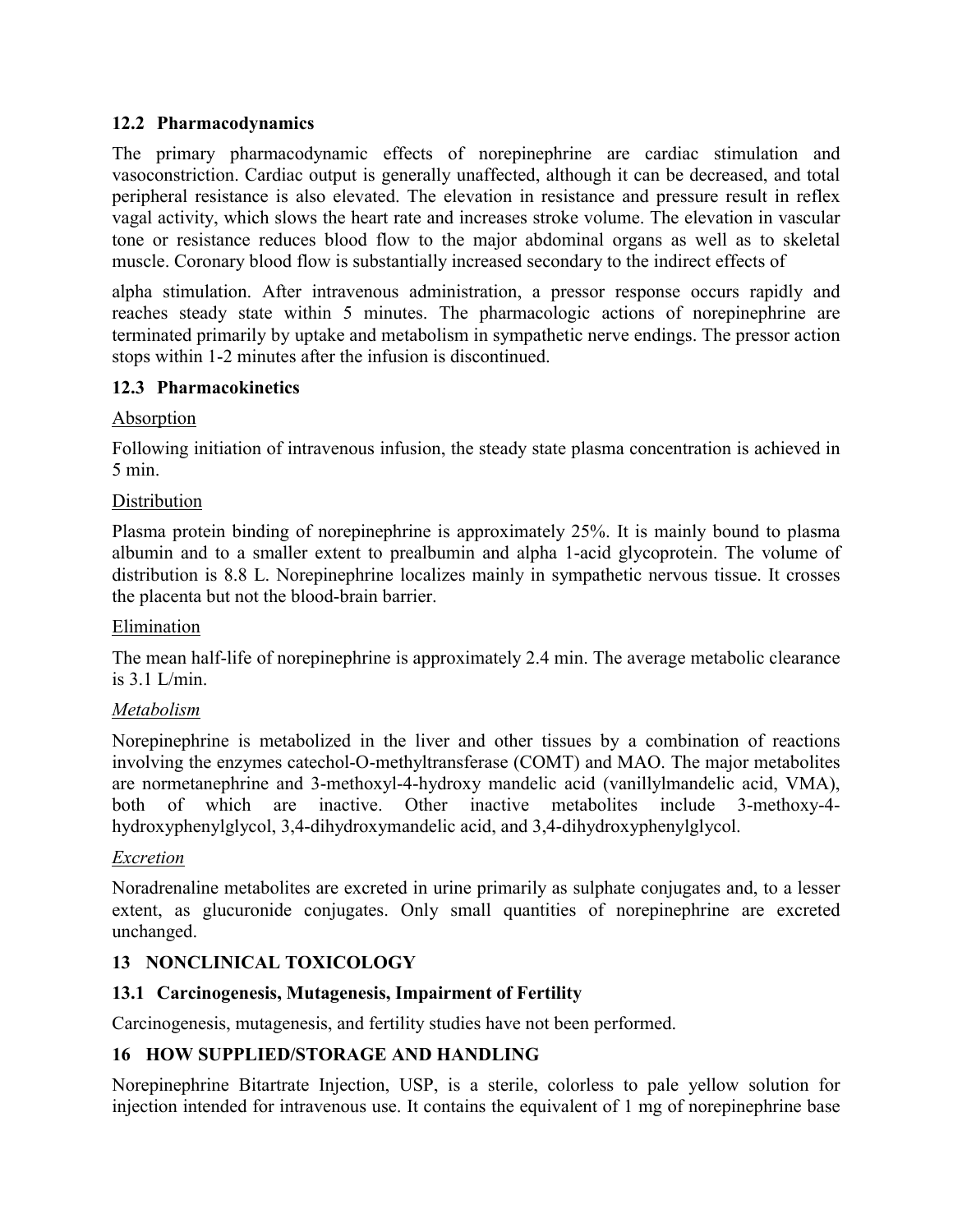### 12.2 Pharmacodynamics

The primary pharmacodynamic effects of norepinephrine are cardiac stimulation and vasoconstriction. Cardiac output is generally unaffected, although it can be decreased, and total peripheral resistance is also elevated. The elevation in resistance and pressure result in reflex vagal activity, which slows the heart rate and increases stroke volume. The elevation in vascular tone or resistance reduces blood flow to the major abdominal organs as well as to skeletal muscle. Coronary blood flow is substantially increased secondary to the indirect effects of

alpha stimulation. After intravenous administration, a pressor response occurs rapidly and reaches steady state within 5 minutes. The pharmacologic actions of norepinephrine are terminated primarily by uptake and metabolism in sympathetic nerve endings. The pressor action stops within 1-2 minutes after the infusion is discontinued.

### 12.3 Pharmacokinetics

Absorption

Following initiation of intravenous infusion, the steady state plasma concentration is achieved in 5 min.

Distribution

Plasma protein binding of norepinephrine is approximately 25%. It is mainly bound to plasma albumin and to a smaller extent to prealbumin and alpha 1-acid glycoprotein. The volume of distribution is 8.8 L. Norepinephrine localizes mainly in sympathetic nervous tissue. It crosses the placenta but not the blood-brain barrier.

Elimination

The mean half-life of norepinephrine is approximately 2.4 min. The average metabolic clearance is 3.1 L/min.

*Metabolism*

Norepinephrine is metabolized in the liver and other tissues by a combination of reactions involving the enzymes catechol-O-methyltransferase (COMT) and MAO. The major metabolites are normetanephrine and 3-methoxyl-4-hydroxy mandelic acid (vanillylmandelic acid, VMA), both of which are inactive. Other inactive metabolites include 3-methoxy-4-hydroxyphenylglycol, 3,4-dihydroxymandelic acid, and 3,4-dihydroxyphenylglycol.

*Excretion*

Noradrenaline metabolites are excreted in urine primarily as sulphate conjugates and, to a lesser extent, as glucuronide conjugates. Only small quantities of norepinephrine are excreted unchanged.

## 13 NONCLINICAL TOXICOLOGY

### 13.1 Carcinogenesis, Mutagenesis, Impairment of Fertility

Carcinogenesis, mutagenesis, and fertility studies have not been performed.

## 16 HOW SUPPLIED/STORAGE AND HANDLING

Norepinephrine Bitartrate Injection, USP, is a sterile, colorless to pale yellow solution for injection intended for intravenous use. It contains the equivalent of 1 mg of norepinephrine base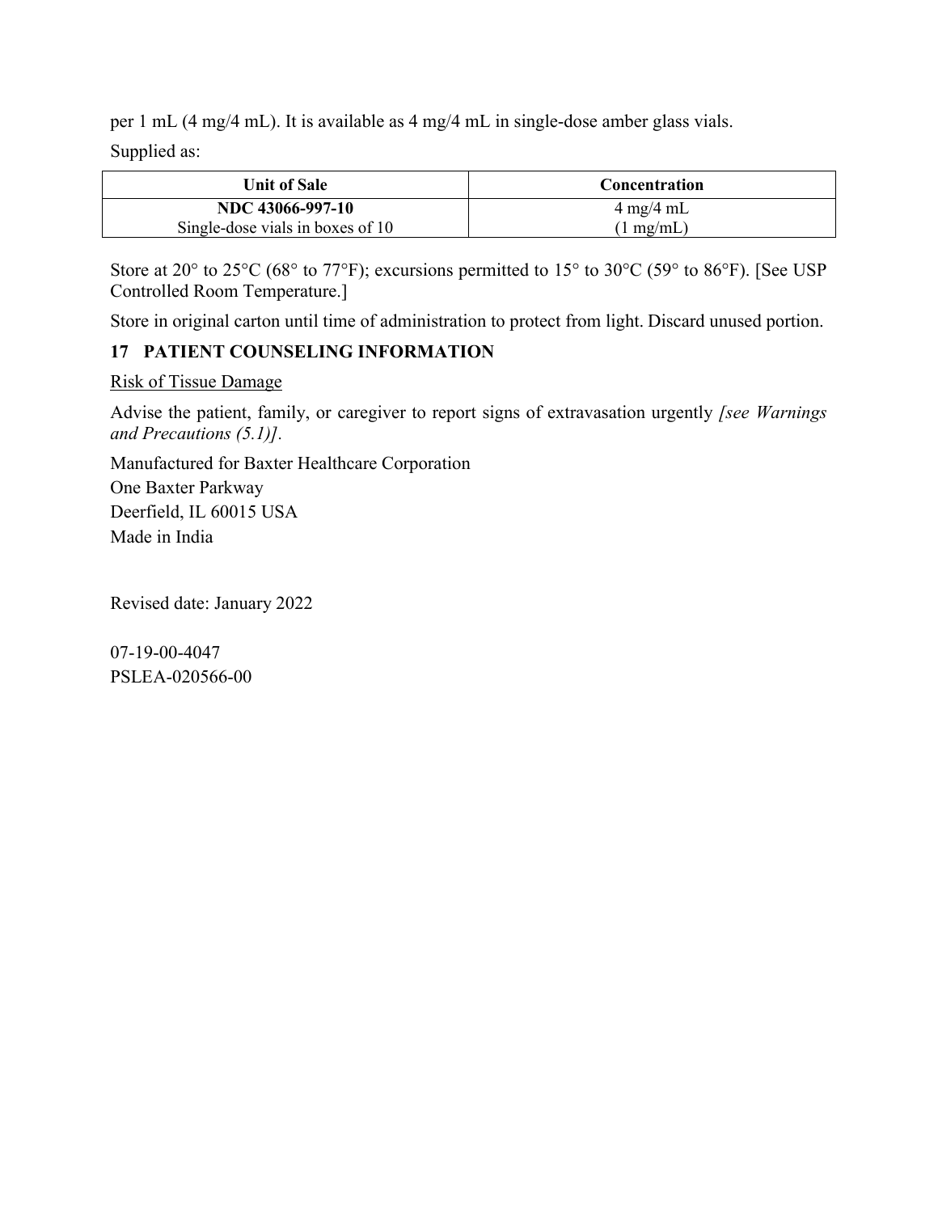per 1 mL (4 mg/4 mL). It is available as 4 mg/4 mL in single-dose amber glass vials.

Supplied as:

| Unit of Sale | Concentration |
|---|---|
| **NDC 43066-997-10**<br>Single-dose vials in boxes of 10 | 4 mg/4 mL<br>(1 mg/mL) |

Store at 20° to 25°C (68° to 77°F); excursions permitted to 15° to 30°C (59° to 86°F). [See USP Controlled Room Temperature.]

Store in original carton until time of administration to protect from light. Discard unused portion.

## 17 PATIENT COUNSELING INFORMATION

<u>Risk of Tissue Damage</u>

Advise the patient, family, or caregiver to report signs of extravasation urgently *[see Warnings and Precautions (5.1)]*.

Manufactured for Baxter Healthcare Corporation
One Baxter Parkway
Deerfield, IL 60015 USA
Made in India

Revised date: January 2022

07-19-00-4047
PSLEA-020566-00